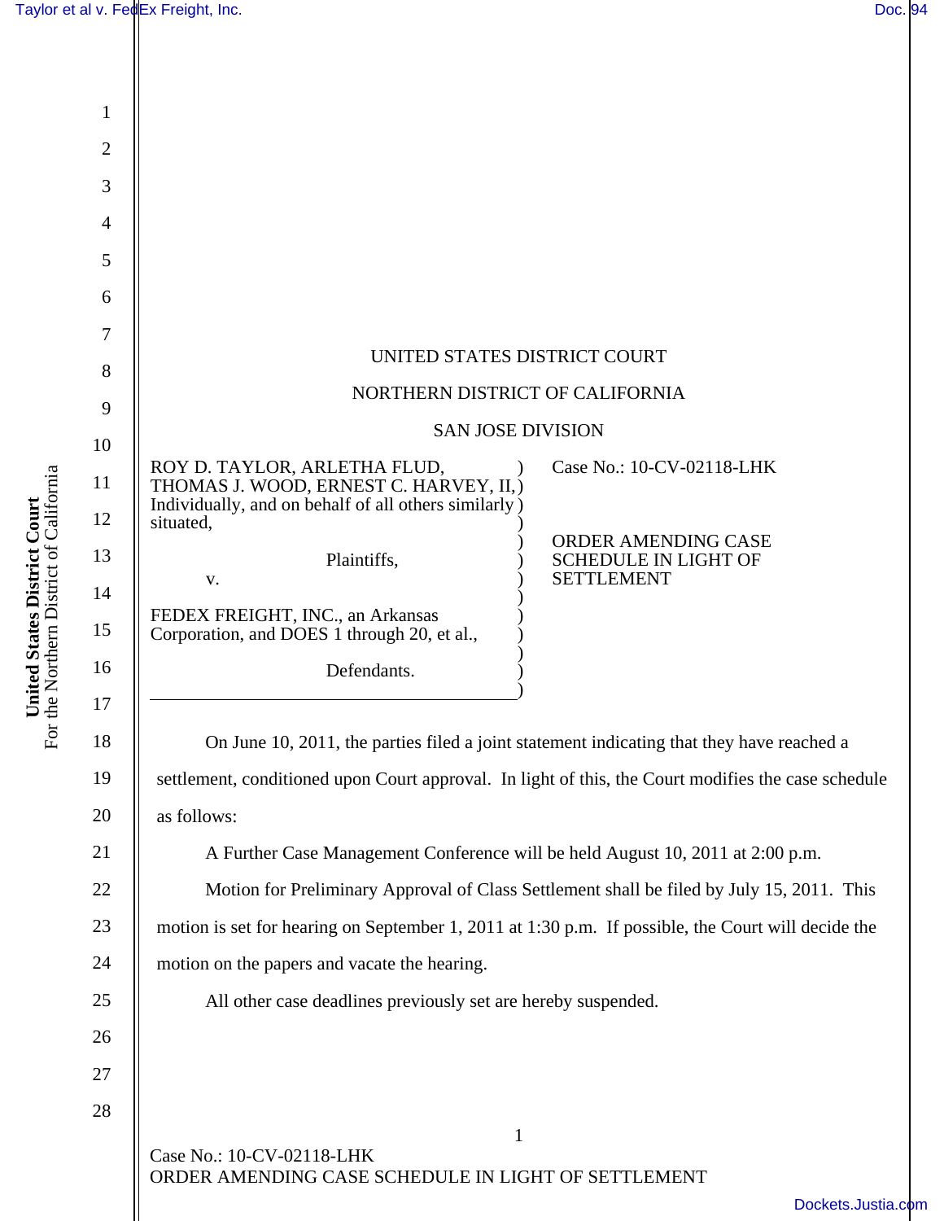UNITED STATES DISTRICT COURT

NORTHERN DISTRICT OF CALIFORNIA

SAN JOSE DIVISION

| | |
|---|---|
| ROY D. TAYLOR, ARLETHA FLUD, THOMAS J. WOOD, ERNEST C. HARVEY, II, Individually, and on behalf of all others similarly situated,<br><br>Plaintiffs,<br><br>v.<br><br>FEDEX FREIGHT, INC., an Arkansas Corporation, and DOES 1 through 20, et al.,<br><br>Defendants. | Case No.: 10-CV-02118-LHK<br><br>ORDER AMENDING CASE SCHEDULE IN LIGHT OF SETTLEMENT |

On June 10, 2011, the parties filed a joint statement indicating that they have reached a settlement, conditioned upon Court approval. In light of this, the Court modifies the case schedule as follows:

A Further Case Management Conference will be held August 10, 2011 at 2:00 p.m.

Motion for Preliminary Approval of Class Settlement shall be filed by July 15, 2011. This motion is set for hearing on September 1, 2011 at 1:30 p.m. If possible, the Court will decide the motion on the papers and vacate the hearing.

All other case deadlines previously set are hereby suspended.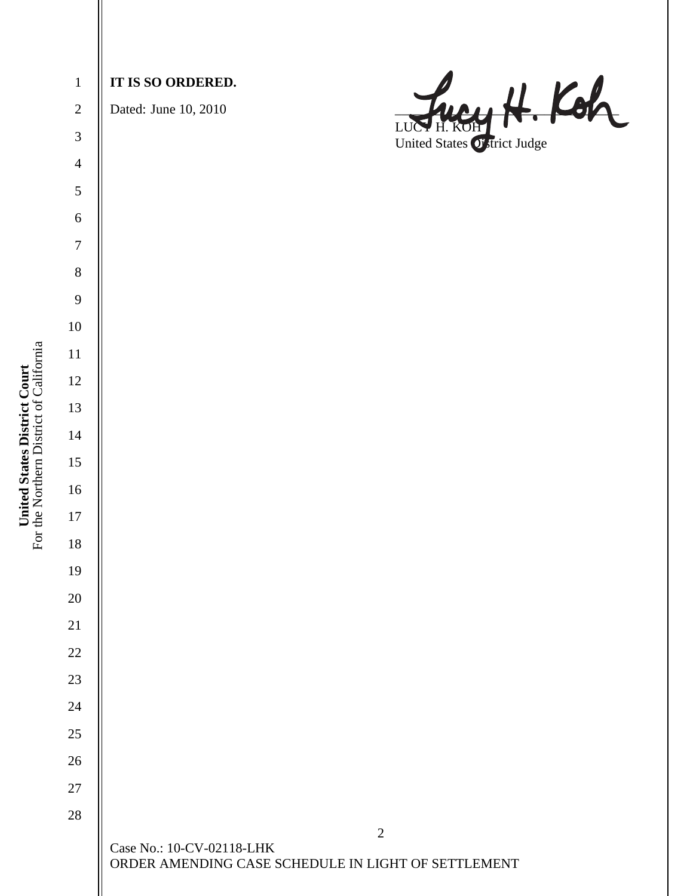**IT IS SO ORDERED.**

Dated: June 10, 2010

LUCY H. KOH
United States District Judge

Case No.: 10-CV-02118-LHK
ORDER AMENDING CASE SCHEDULE IN LIGHT OF SETTLEMENT